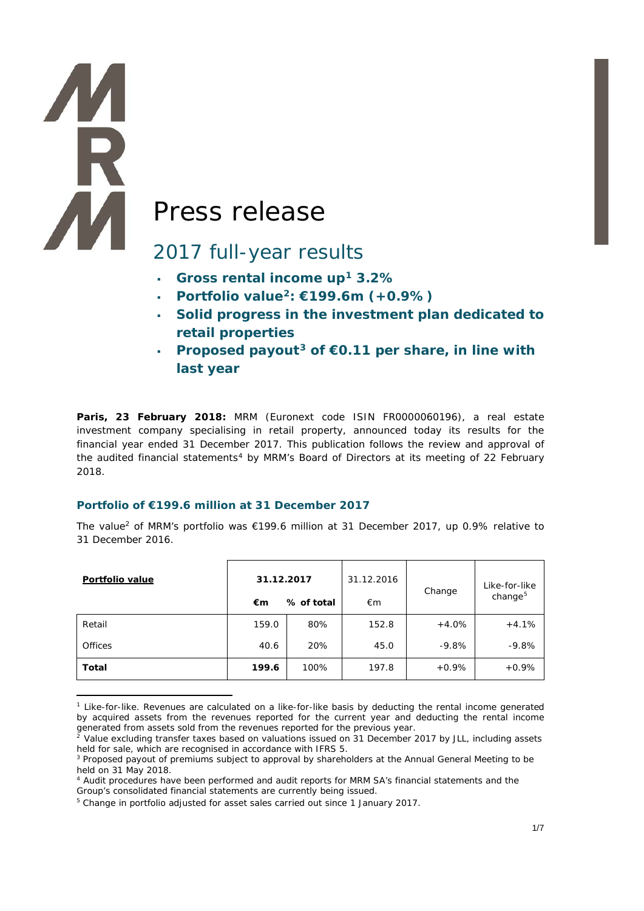# Press release

## 2017 full-year results

- **Gross rental income up[1] 3.2%**
- **Portfolio value[2]: €199.6m (+0.9%)**
- **Solid progress in the investment plan dedicated to retail properties**
- **Proposed payout[3] of €0.11 per share, in line with last year**

**Paris, 23 February 2018:** MRM (Euronext code ISIN FR0000060196), a real estate investment company specialising in retail property, announced today its results for the financial year ended 31 December 2017. This publication follows the review and approval of the audited financial statements[4] by MRM's Board of Directors at its meeting of 22 February 2018.

### Portfolio of €199.6 million at 31 December 2017

The value[2] of MRM's portfolio was €199.6 million at 31 December 2017, up 0.9% relative to 31 December 2016.

| Portfolio value | 31.12.2017 | | 31.12.2016 | Change | Like-for-like change[5] |
|---|---|---|---|---|---|
| | €m | % of total | €m | | |
| Retail | 159.0 | 80% | 152.8 | +4.0% | +4.1% |
| Offices | 40.6 | 20% | 45.0 | -9.8% | -9.8% |
| **Total** | **199.6** | 100% | 197.8 | +0.9% | +0.9% |

[1] Like-for-like. Revenues are calculated on a like-for-like basis by deducting the rental income generated by acquired assets from the revenues reported for the current year and deducting the rental income generated from assets sold from the revenues reported for the previous year.

[2] Value excluding transfer taxes based on valuations issued on 31 December 2017 by JLL, including assets held for sale, which are recognised in accordance with IFRS 5.

[3] Proposed payout of premiums subject to approval by shareholders at the Annual General Meeting to be held on 31 May 2018.

[4] Audit procedures have been performed and audit reports for MRM SA's financial statements and the Group's consolidated financial statements are currently being issued.

[5] Change in portfolio adjusted for asset sales carried out since 1 January 2017.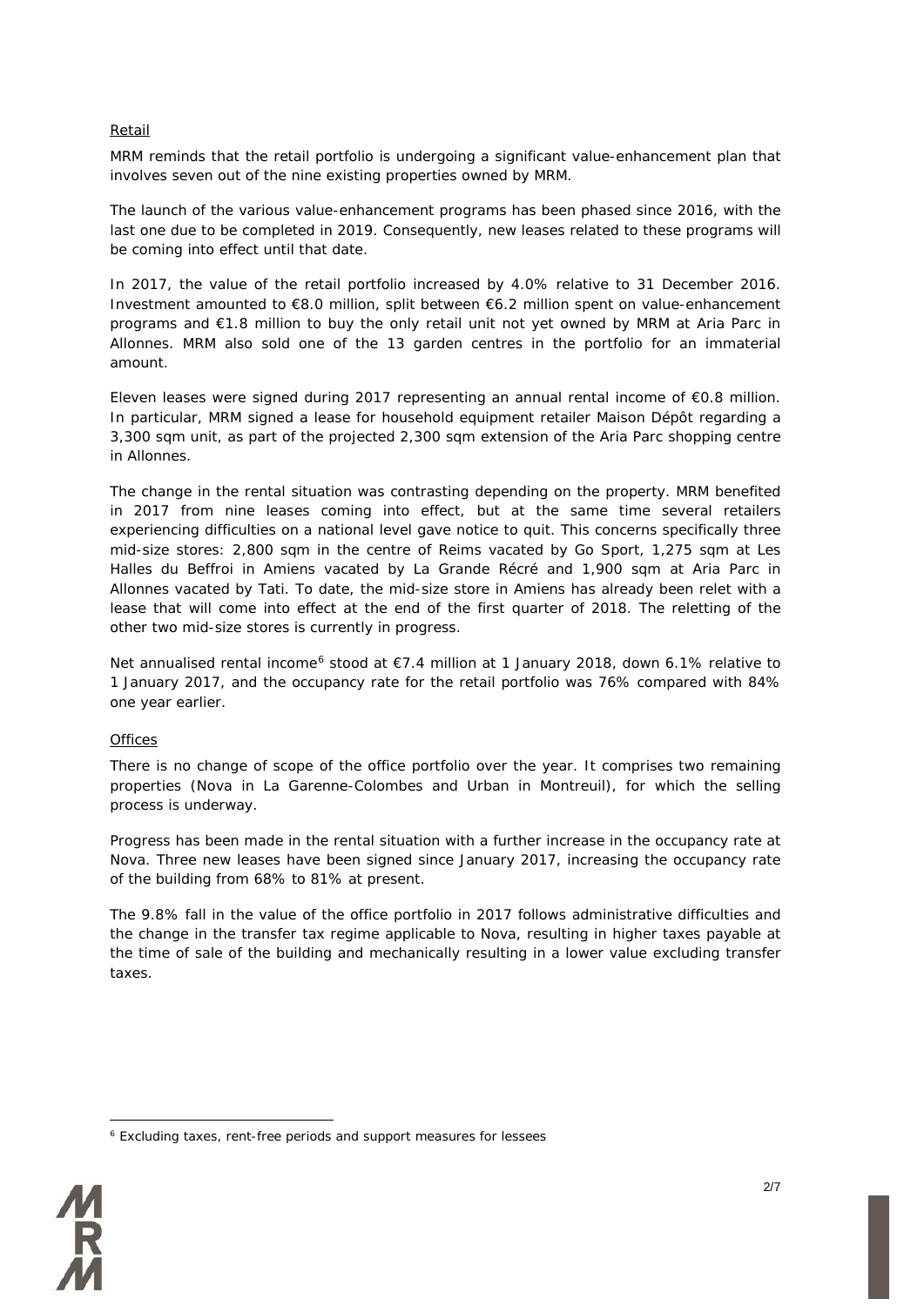Retail

MRM reminds that the retail portfolio is undergoing a significant value-enhancement plan that involves seven out of the nine existing properties owned by MRM.

The launch of the various value-enhancement programs has been phased since 2016, with the last one due to be completed in 2019. Consequently, new leases related to these programs will be coming into effect until that date.

In 2017, the value of the retail portfolio increased by 4.0% relative to 31 December 2016. Investment amounted to €8.0 million, split between €6.2 million spent on value-enhancement programs and €1.8 million to buy the only retail unit not yet owned by MRM at Aria Parc in Allonnes. MRM also sold one of the 13 garden centres in the portfolio for an immaterial amount.

Eleven leases were signed during 2017 representing an annual rental income of €0.8 million. In particular, MRM signed a lease for household equipment retailer Maison Dépôt regarding a 3,300 sqm unit, as part of the projected 2,300 sqm extension of the Aria Parc shopping centre in Allonnes.

The change in the rental situation was contrasting depending on the property. MRM benefited in 2017 from nine leases coming into effect, but at the same time several retailers experiencing difficulties on a national level gave notice to quit. This concerns specifically three mid-size stores: 2,800 sqm in the centre of Reims vacated by Go Sport, 1,275 sqm at Les Halles du Beffroi in Amiens vacated by La Grande Récré and 1,900 sqm at Aria Parc in Allonnes vacated by Tati. To date, the mid-size store in Amiens has already been relet with a lease that will come into effect at the end of the first quarter of 2018. The reletting of the other two mid-size stores is currently in progress.

Net annualised rental income[6] stood at €7.4 million at 1 January 2018, down 6.1% relative to 1 January 2017, and the occupancy rate for the retail portfolio was 76% compared with 84% one year earlier.

Offices

There is no change of scope of the office portfolio over the year. It comprises two remaining properties (Nova in La Garenne-Colombes and Urban in Montreuil), for which the selling process is underway.

Progress has been made in the rental situation with a further increase in the occupancy rate at Nova. Three new leases have been signed since January 2017, increasing the occupancy rate of the building from 68% to 81% at present.

The 9.8% fall in the value of the office portfolio in 2017 follows administrative difficulties and the change in the transfer tax regime applicable to Nova, resulting in higher taxes payable at the time of sale of the building and mechanically resulting in a lower value excluding transfer taxes.

[6] Excluding taxes, rent-free periods and support measures for lessees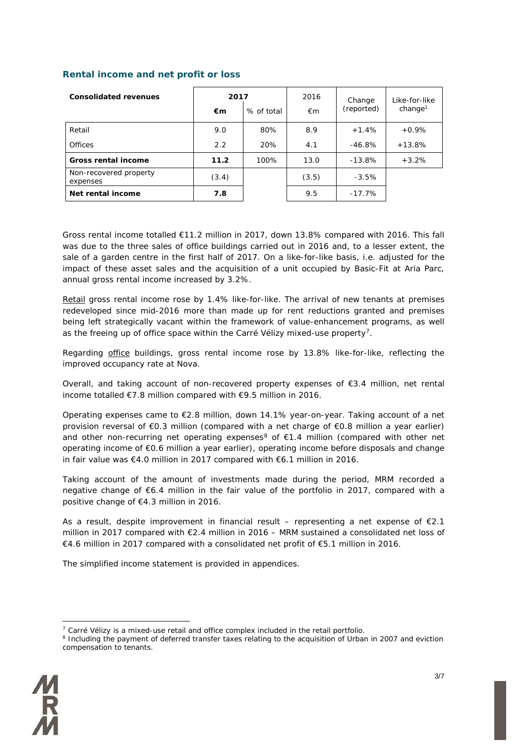## Rental income and net profit or loss

| Consolidated revenues | 2017 | | 2016 | Change (reported) | Like-for-like change[1] |
|---|---|---|---|---|---|
| | €m | % of total | €m | | |
| Retail | 9.0 | 80% | 8.9 | +1.4% | +0.9% |
| Offices | 2.2 | 20% | 4.1 | -46.8% | +13.8% |
| **Gross rental income** | **11.2** | 100% | 13.0 | -13.8% | +3.2% |
| Non-recovered property expenses | (3.4) | | (3.5) | -3.5% | |
| **Net rental income** | **7.8** | | 9.5 | -17.7% | |

Gross rental income totalled €11.2 million in 2017, down 13.8% compared with 2016. This fall was due to the three sales of office buildings carried out in 2016 and, to a lesser extent, the sale of a garden centre in the first half of 2017. On a like-for-like basis, i.e. adjusted for the impact of these asset sales and the acquisition of a unit occupied by Basic-Fit at Aria Parc, annual gross rental income increased by 3.2%.

Retail gross rental income rose by 1.4% like-for-like. The arrival of new tenants at premises redeveloped since mid-2016 more than made up for rent reductions granted and premises being left strategically vacant within the framework of value-enhancement programs, as well as the freeing up of office space within the Carré Vélizy mixed-use property[7].

Regarding office buildings, gross rental income rose by 13.8% like-for-like, reflecting the improved occupancy rate at Nova.

Overall, and taking account of non-recovered property expenses of €3.4 million, net rental income totalled €7.8 million compared with €9.5 million in 2016.

Operating expenses came to €2.8 million, down 14.1% year-on-year. Taking account of a net provision reversal of €0.3 million (compared with a net charge of €0.8 million a year earlier) and other non-recurring net operating expenses[8] of €1.4 million (compared with other net operating income of €0.6 million a year earlier), operating income before disposals and change in fair value was €4.0 million in 2017 compared with €6.1 million in 2016.

Taking account of the amount of investments made during the period, MRM recorded a negative change of €6.4 million in the fair value of the portfolio in 2017, compared with a positive change of €4.3 million in 2016.

As a result, despite improvement in financial result – representing a net expense of €2.1 million in 2017 compared with €2.4 million in 2016 – MRM sustained a consolidated net loss of €4.6 million in 2017 compared with a consolidated net profit of €5.1 million in 2016.

The simplified income statement is provided in appendices.

---

[7] Carré Vélizy is a mixed-use retail and office complex included in the retail portfolio.

[8] Including the payment of deferred transfer taxes relating to the acquisition of Urban in 2007 and eviction compensation to tenants.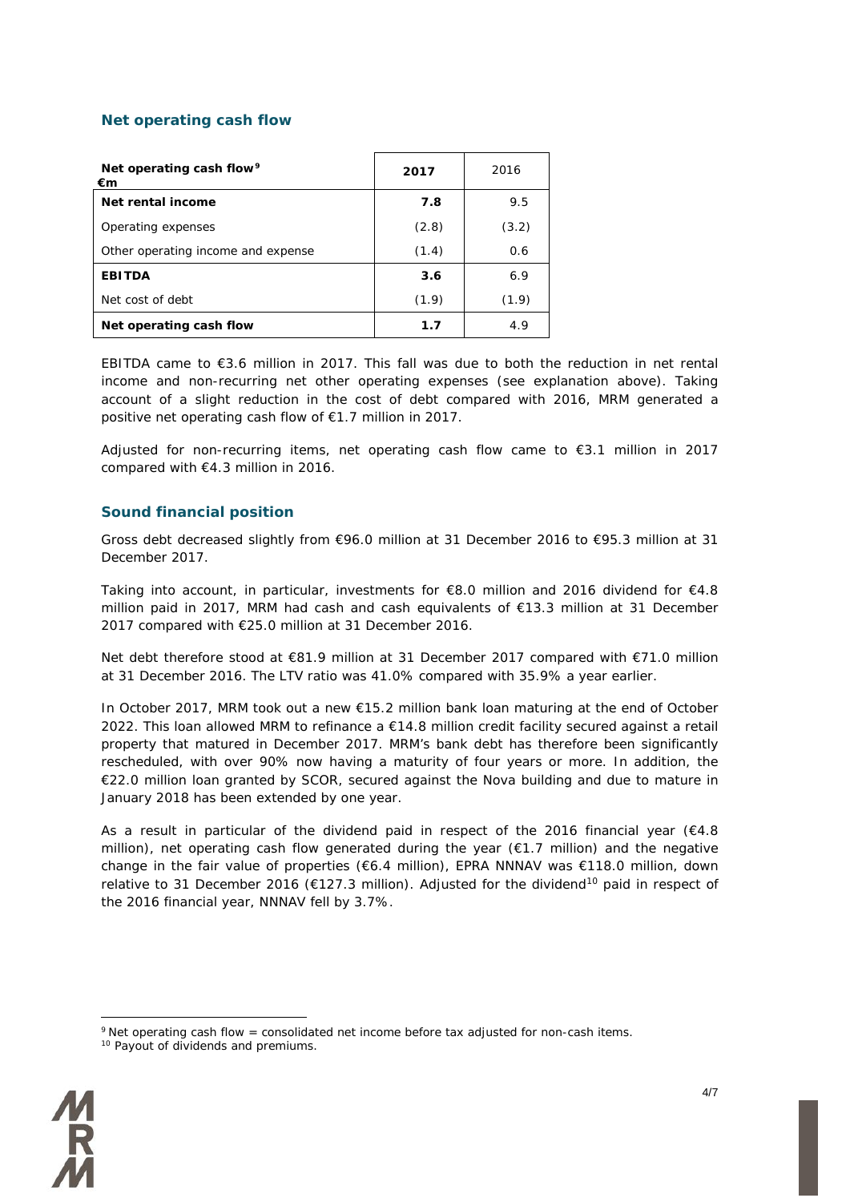## Net operating cash flow

| Net operating cash flow[9] €m | 2017 | 2016 |
|---|---|---|
| **Net rental income** | **7.8** | 9.5 |
| Operating expenses | (2.8) | (3.2) |
| Other operating income and expense | (1.4) | 0.6 |
| **EBITDA** | **3.6** | 6.9 |
| Net cost of debt | (1.9) | (1.9) |
| **Net operating cash flow** | **1.7** | 4.9 |

EBITDA came to €3.6 million in 2017. This fall was due to both the reduction in net rental income and non-recurring net other operating expenses (see explanation above). Taking account of a slight reduction in the cost of debt compared with 2016, MRM generated a positive net operating cash flow of €1.7 million in 2017.

Adjusted for non-recurring items, net operating cash flow came to €3.1 million in 2017 compared with €4.3 million in 2016.

## Sound financial position

Gross debt decreased slightly from €96.0 million at 31 December 2016 to €95.3 million at 31 December 2017.

Taking into account, in particular, investments for €8.0 million and 2016 dividend for €4.8 million paid in 2017, MRM had cash and cash equivalents of €13.3 million at 31 December 2017 compared with €25.0 million at 31 December 2016.

Net debt therefore stood at €81.9 million at 31 December 2017 compared with €71.0 million at 31 December 2016. The LTV ratio was 41.0% compared with 35.9% a year earlier.

In October 2017, MRM took out a new €15.2 million bank loan maturing at the end of October 2022. This loan allowed MRM to refinance a €14.8 million credit facility secured against a retail property that matured in December 2017. MRM's bank debt has therefore been significantly rescheduled, with over 90% now having a maturity of four years or more. In addition, the €22.0 million loan granted by SCOR, secured against the Nova building and due to mature in January 2018 has been extended by one year.

As a result in particular of the dividend paid in respect of the 2016 financial year (€4.8 million), net operating cash flow generated during the year (€1.7 million) and the negative change in the fair value of properties (€6.4 million), EPRA NNNAV was €118.0 million, down relative to 31 December 2016 (€127.3 million). Adjusted for the dividend[10] paid in respect of the 2016 financial year, NNNAV fell by 3.7%.

[9] Net operating cash flow = consolidated net income before tax adjusted for non-cash items.
[10] Payout of dividends and premiums.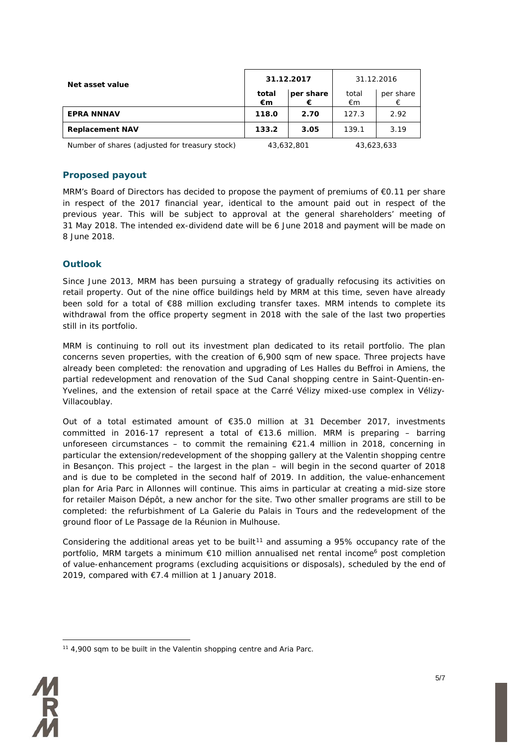| Net asset value | 31.12.2017 | | 31.12.2016 | |
|---|---|---|---|---|
| | **total €m** | **per share €** | total €m | per share € |
| **EPRA NNNAV** | **118.0** | **2.70** | 127.3 | 2.92 |
| **Replacement NAV** | **133.2** | **3.05** | 139.1 | 3.19 |
| Number of shares (adjusted for treasury stock) | 43,632,801 | | 43,623,633 | |

## Proposed payout

MRM's Board of Directors has decided to propose the payment of premiums of €0.11 per share in respect of the 2017 financial year, identical to the amount paid out in respect of the previous year. This will be subject to approval at the general shareholders' meeting of 31 May 2018. The intended ex-dividend date will be 6 June 2018 and payment will be made on 8 June 2018.

## Outlook

Since June 2013, MRM has been pursuing a strategy of gradually refocusing its activities on retail property. Out of the nine office buildings held by MRM at this time, seven have already been sold for a total of €88 million excluding transfer taxes. MRM intends to complete its withdrawal from the office property segment in 2018 with the sale of the last two properties still in its portfolio.

MRM is continuing to roll out its investment plan dedicated to its retail portfolio. The plan concerns seven properties, with the creation of 6,900 sqm of new space. Three projects have already been completed: the renovation and upgrading of Les Halles du Beffroi in Amiens, the partial redevelopment and renovation of the Sud Canal shopping centre in Saint-Quentin-en-Yvelines, and the extension of retail space at the Carré Vélizy mixed-use complex in Vélizy-Villacoublay.

Out of a total estimated amount of €35.0 million at 31 December 2017, investments committed in 2016-17 represent a total of €13.6 million. MRM is preparing – barring unforeseen circumstances – to commit the remaining €21.4 million in 2018, concerning in particular the extension/redevelopment of the shopping gallery at the Valentin shopping centre in Besançon. This project – the largest in the plan – will begin in the second quarter of 2018 and is due to be completed in the second half of 2019. In addition, the value-enhancement plan for Aria Parc in Allonnes will continue. This aims in particular at creating a mid-size store for retailer Maison Dépôt, a new anchor for the site. Two other smaller programs are still to be completed: the refurbishment of La Galerie du Palais in Tours and the redevelopment of the ground floor of Le Passage de la Réunion in Mulhouse.

Considering the additional areas yet to be built[11] and assuming a 95% occupancy rate of the portfolio, MRM targets a minimum €10 million annualised net rental income[6] post completion of value-enhancement programs (excluding acquisitions or disposals), scheduled by the end of 2019, compared with €7.4 million at 1 January 2018.

[11] 4,900 sqm to be built in the Valentin shopping centre and Aria Parc.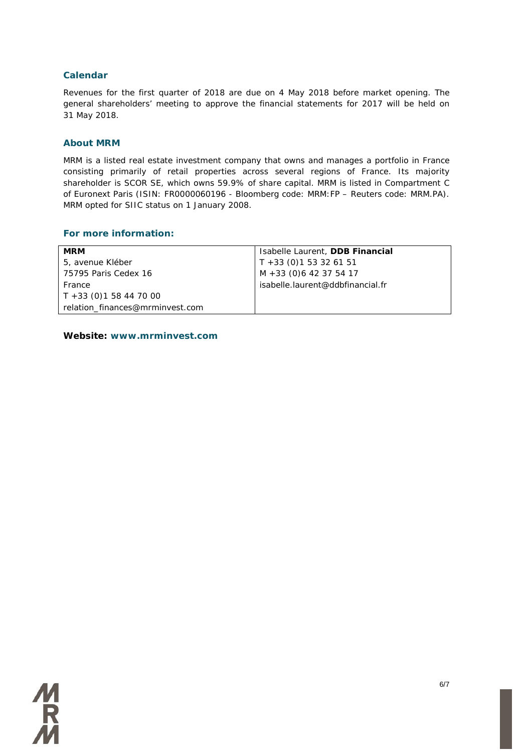## Calendar

Revenues for the first quarter of 2018 are due on 4 May 2018 before market opening. The general shareholders' meeting to approve the financial statements for 2017 will be held on 31 May 2018.

## About MRM

MRM is a listed real estate investment company that owns and manages a portfolio in France consisting primarily of retail properties across several regions of France. Its majority shareholder is SCOR SE, which owns 59.9% of share capital. MRM is listed in Compartment C of Euronext Paris (ISIN: FR0000060196 - Bloomberg code: MRM:FP – Reuters code: MRM.PA). MRM opted for SIIC status on 1 January 2008.

## For more information:

| **MRM** | Isabelle Laurent, **DDB Financial** |
|---|---|
| 5, avenue Kléber | T +33 (0)1 53 32 61 51 |
| 75795 Paris Cedex 16 | M +33 (0)6 42 37 54 17 |
| France | isabelle.laurent@ddbfinancial.fr |
| T +33 (0)1 58 44 70 00 | |
| relation_finances@mrminvest.com | |

**Website: www.mrminvest.com**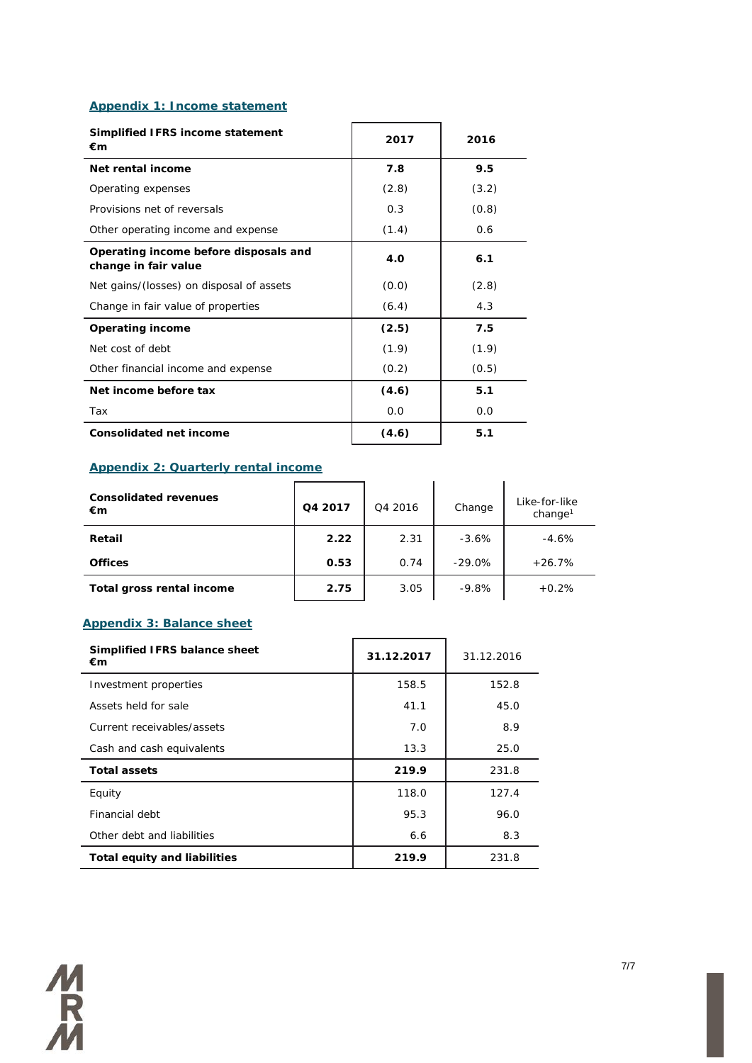## Appendix 1: Income statement

| Simplified IFRS income statement €m | 2017 | 2016 |
|---|---|---|
| **Net rental income** | **7.8** | **9.5** |
| Operating expenses | (2.8) | (3.2) |
| Provisions net of reversals | 0.3 | (0.8) |
| Other operating income and expense | (1.4) | 0.6 |
| **Operating income before disposals and change in fair value** | **4.0** | **6.1** |
| Net gains/(losses) on disposal of assets | (0.0) | (2.8) |
| Change in fair value of properties | (6.4) | 4.3 |
| **Operating income** | **(2.5)** | **7.5** |
| Net cost of debt | (1.9) | (1.9) |
| Other financial income and expense | (0.2) | (0.5) |
| **Net income before tax** | **(4.6)** | **5.1** |
| Tax | 0.0 | 0.0 |
| **Consolidated net income** | **(4.6)** | **5.1** |

## Appendix 2: Quarterly rental income

| Consolidated revenues €m | Q4 2017 | Q4 2016 | Change | Like-for-like change[1] |
|---|---|---|---|---|
| **Retail** | **2.22** | 2.31 | -3.6% | -4.6% |
| **Offices** | **0.53** | 0.74 | -29.0% | +26.7% |
| **Total gross rental income** | **2.75** | 3.05 | -9.8% | +0.2% |

## Appendix 3: Balance sheet

| Simplified IFRS balance sheet €m | 31.12.2017 | 31.12.2016 |
|---|---|---|
| Investment properties | 158.5 | 152.8 |
| Assets held for sale | 41.1 | 45.0 |
| Current receivables/assets | 7.0 | 8.9 |
| Cash and cash equivalents | 13.3 | 25.0 |
| **Total assets** | **219.9** | 231.8 |
| Equity | 118.0 | 127.4 |
| Financial debt | 95.3 | 96.0 |
| Other debt and liabilities | 6.6 | 8.3 |
| **Total equity and liabilities** | **219.9** | 231.8 |